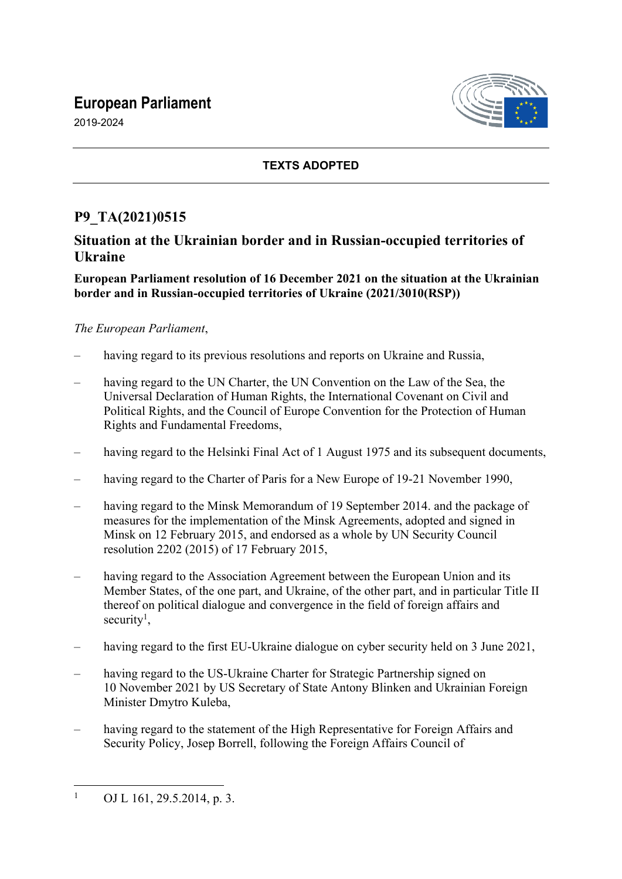# European Parliament

2019-2024

**TEXTS ADOPTED**

## P9_TA(2021)0515

## Situation at the Ukrainian border and in Russian-occupied territories of Ukraine

**European Parliament resolution of 16 December 2021 on the situation at the Ukrainian border and in Russian-occupied territories of Ukraine (2021/3010(RSP))**

*The European Parliament*,

– having regard to its previous resolutions and reports on Ukraine and Russia,

– having regard to the UN Charter, the UN Convention on the Law of the Sea, the Universal Declaration of Human Rights, the International Covenant on Civil and Political Rights, and the Council of Europe Convention for the Protection of Human Rights and Fundamental Freedoms,

– having regard to the Helsinki Final Act of 1 August 1975 and its subsequent documents,

– having regard to the Charter of Paris for a New Europe of 19-21 November 1990,

– having regard to the Minsk Memorandum of 19 September 2014. and the package of measures for the implementation of the Minsk Agreements, adopted and signed in Minsk on 12 February 2015, and endorsed as a whole by UN Security Council resolution 2202 (2015) of 17 February 2015,

– having regard to the Association Agreement between the European Union and its Member States, of the one part, and Ukraine, of the other part, and in particular Title II thereof on political dialogue and convergence in the field of foreign affairs and security[1],

– having regard to the first EU-Ukraine dialogue on cyber security held on 3 June 2021,

– having regard to the US-Ukraine Charter for Strategic Partnership signed on 10 November 2021 by US Secretary of State Antony Blinken and Ukrainian Foreign Minister Dmytro Kuleba,

– having regard to the statement of the High Representative for Foreign Affairs and Security Policy, Josep Borrell, following the Foreign Affairs Council of

---

[1] OJ L 161, 29.5.2014, p. 3.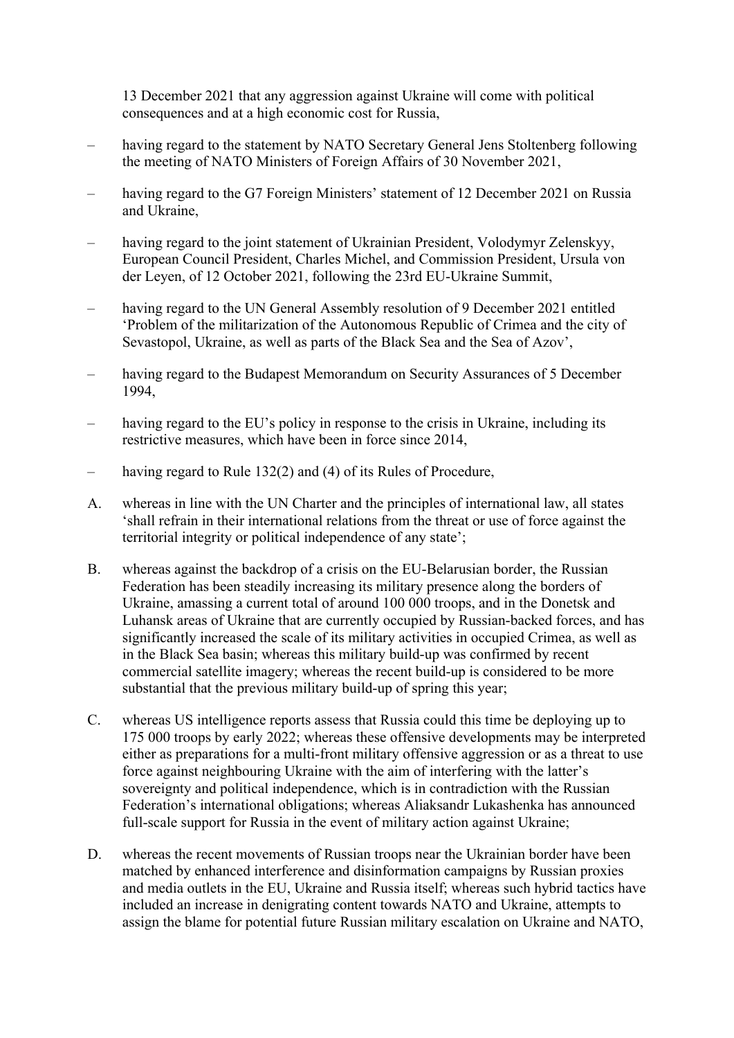13 December 2021 that any aggression against Ukraine will come with political consequences and at a high economic cost for Russia,

– having regard to the statement by NATO Secretary General Jens Stoltenberg following the meeting of NATO Ministers of Foreign Affairs of 30 November 2021,

– having regard to the G7 Foreign Ministers' statement of 12 December 2021 on Russia and Ukraine,

– having regard to the joint statement of Ukrainian President, Volodymyr Zelenskyy, European Council President, Charles Michel, and Commission President, Ursula von der Leyen, of 12 October 2021, following the 23rd EU-Ukraine Summit,

– having regard to the UN General Assembly resolution of 9 December 2021 entitled 'Problem of the militarization of the Autonomous Republic of Crimea and the city of Sevastopol, Ukraine, as well as parts of the Black Sea and the Sea of Azov',

– having regard to the Budapest Memorandum on Security Assurances of 5 December 1994,

– having regard to the EU's policy in response to the crisis in Ukraine, including its restrictive measures, which have been in force since 2014,

– having regard to Rule 132(2) and (4) of its Rules of Procedure,

A. whereas in line with the UN Charter and the principles of international law, all states 'shall refrain in their international relations from the threat or use of force against the territorial integrity or political independence of any state';

B. whereas against the backdrop of a crisis on the EU-Belarusian border, the Russian Federation has been steadily increasing its military presence along the borders of Ukraine, amassing a current total of around 100 000 troops, and in the Donetsk and Luhansk areas of Ukraine that are currently occupied by Russian-backed forces, and has significantly increased the scale of its military activities in occupied Crimea, as well as in the Black Sea basin; whereas this military build-up was confirmed by recent commercial satellite imagery; whereas the recent build-up is considered to be more substantial that the previous military build-up of spring this year;

C. whereas US intelligence reports assess that Russia could this time be deploying up to 175 000 troops by early 2022; whereas these offensive developments may be interpreted either as preparations for a multi-front military offensive aggression or as a threat to use force against neighbouring Ukraine with the aim of interfering with the latter's sovereignty and political independence, which is in contradiction with the Russian Federation's international obligations; whereas Aliaksandr Lukashenka has announced full-scale support for Russia in the event of military action against Ukraine;

D. whereas the recent movements of Russian troops near the Ukrainian border have been matched by enhanced interference and disinformation campaigns by Russian proxies and media outlets in the EU, Ukraine and Russia itself; whereas such hybrid tactics have included an increase in denigrating content towards NATO and Ukraine, attempts to assign the blame for potential future Russian military escalation on Ukraine and NATO,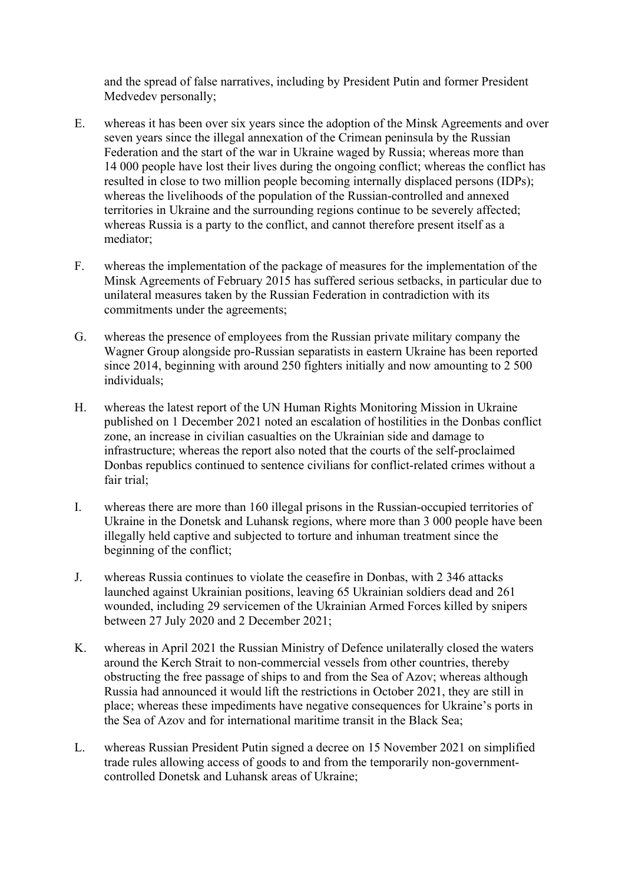and the spread of false narratives, including by President Putin and former President Medvedev personally;

E. whereas it has been over six years since the adoption of the Minsk Agreements and over seven years since the illegal annexation of the Crimean peninsula by the Russian Federation and the start of the war in Ukraine waged by Russia; whereas more than 14 000 people have lost their lives during the ongoing conflict; whereas the conflict has resulted in close to two million people becoming internally displaced persons (IDPs); whereas the livelihoods of the population of the Russian-controlled and annexed territories in Ukraine and the surrounding regions continue to be severely affected; whereas Russia is a party to the conflict, and cannot therefore present itself as a mediator;

F. whereas the implementation of the package of measures for the implementation of the Minsk Agreements of February 2015 has suffered serious setbacks, in particular due to unilateral measures taken by the Russian Federation in contradiction with its commitments under the agreements;

G. whereas the presence of employees from the Russian private military company the Wagner Group alongside pro-Russian separatists in eastern Ukraine has been reported since 2014, beginning with around 250 fighters initially and now amounting to 2 500 individuals;

H. whereas the latest report of the UN Human Rights Monitoring Mission in Ukraine published on 1 December 2021 noted an escalation of hostilities in the Donbas conflict zone, an increase in civilian casualties on the Ukrainian side and damage to infrastructure; whereas the report also noted that the courts of the self-proclaimed Donbas republics continued to sentence civilians for conflict-related crimes without a fair trial;

I. whereas there are more than 160 illegal prisons in the Russian-occupied territories of Ukraine in the Donetsk and Luhansk regions, where more than 3 000 people have been illegally held captive and subjected to torture and inhuman treatment since the beginning of the conflict;

J. whereas Russia continues to violate the ceasefire in Donbas, with 2 346 attacks launched against Ukrainian positions, leaving 65 Ukrainian soldiers dead and 261 wounded, including 29 servicemen of the Ukrainian Armed Forces killed by snipers between 27 July 2020 and 2 December 2021;

K. whereas in April 2021 the Russian Ministry of Defence unilaterally closed the waters around the Kerch Strait to non-commercial vessels from other countries, thereby obstructing the free passage of ships to and from the Sea of Azov; whereas although Russia had announced it would lift the restrictions in October 2021, they are still in place; whereas these impediments have negative consequences for Ukraine's ports in the Sea of Azov and for international maritime transit in the Black Sea;

L. whereas Russian President Putin signed a decree on 15 November 2021 on simplified trade rules allowing access of goods to and from the temporarily non-government-controlled Donetsk and Luhansk areas of Ukraine;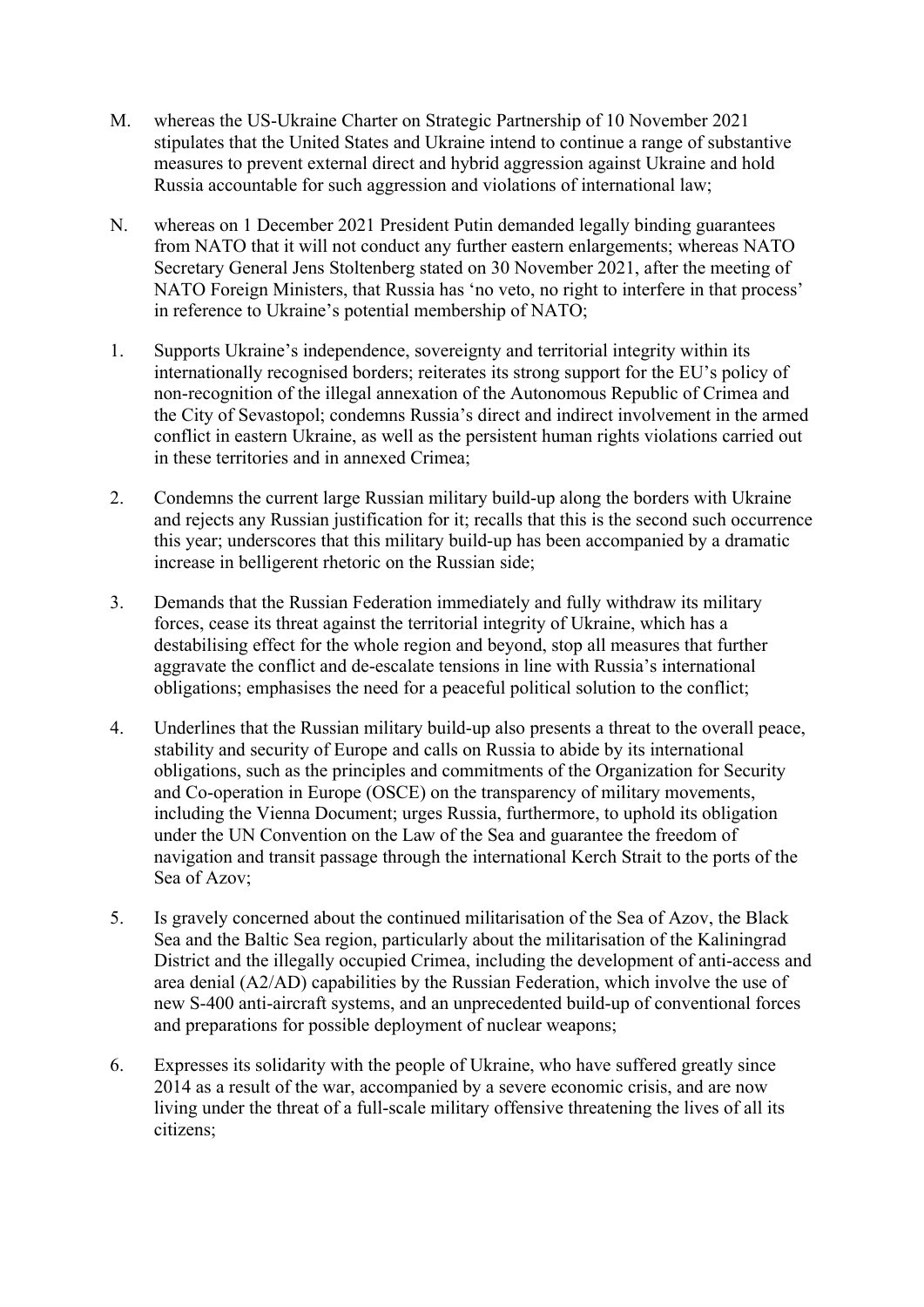M. whereas the US-Ukraine Charter on Strategic Partnership of 10 November 2021 stipulates that the United States and Ukraine intend to continue a range of substantive measures to prevent external direct and hybrid aggression against Ukraine and hold Russia accountable for such aggression and violations of international law;

N. whereas on 1 December 2021 President Putin demanded legally binding guarantees from NATO that it will not conduct any further eastern enlargements; whereas NATO Secretary General Jens Stoltenberg stated on 30 November 2021, after the meeting of NATO Foreign Ministers, that Russia has 'no veto, no right to interfere in that process' in reference to Ukraine's potential membership of NATO;

1. Supports Ukraine's independence, sovereignty and territorial integrity within its internationally recognised borders; reiterates its strong support for the EU's policy of non-recognition of the illegal annexation of the Autonomous Republic of Crimea and the City of Sevastopol; condemns Russia's direct and indirect involvement in the armed conflict in eastern Ukraine, as well as the persistent human rights violations carried out in these territories and in annexed Crimea;

2. Condemns the current large Russian military build-up along the borders with Ukraine and rejects any Russian justification for it; recalls that this is the second such occurrence this year; underscores that this military build-up has been accompanied by a dramatic increase in belligerent rhetoric on the Russian side;

3. Demands that the Russian Federation immediately and fully withdraw its military forces, cease its threat against the territorial integrity of Ukraine, which has a destabilising effect for the whole region and beyond, stop all measures that further aggravate the conflict and de-escalate tensions in line with Russia's international obligations; emphasises the need for a peaceful political solution to the conflict;

4. Underlines that the Russian military build-up also presents a threat to the overall peace, stability and security of Europe and calls on Russia to abide by its international obligations, such as the principles and commitments of the Organization for Security and Co-operation in Europe (OSCE) on the transparency of military movements, including the Vienna Document; urges Russia, furthermore, to uphold its obligation under the UN Convention on the Law of the Sea and guarantee the freedom of navigation and transit passage through the international Kerch Strait to the ports of the Sea of Azov;

5. Is gravely concerned about the continued militarisation of the Sea of Azov, the Black Sea and the Baltic Sea region, particularly about the militarisation of the Kaliningrad District and the illegally occupied Crimea, including the development of anti-access and area denial (A2/AD) capabilities by the Russian Federation, which involve the use of new S-400 anti-aircraft systems, and an unprecedented build-up of conventional forces and preparations for possible deployment of nuclear weapons;

6. Expresses its solidarity with the people of Ukraine, who have suffered greatly since 2014 as a result of the war, accompanied by a severe economic crisis, and are now living under the threat of a full-scale military offensive threatening the lives of all its citizens;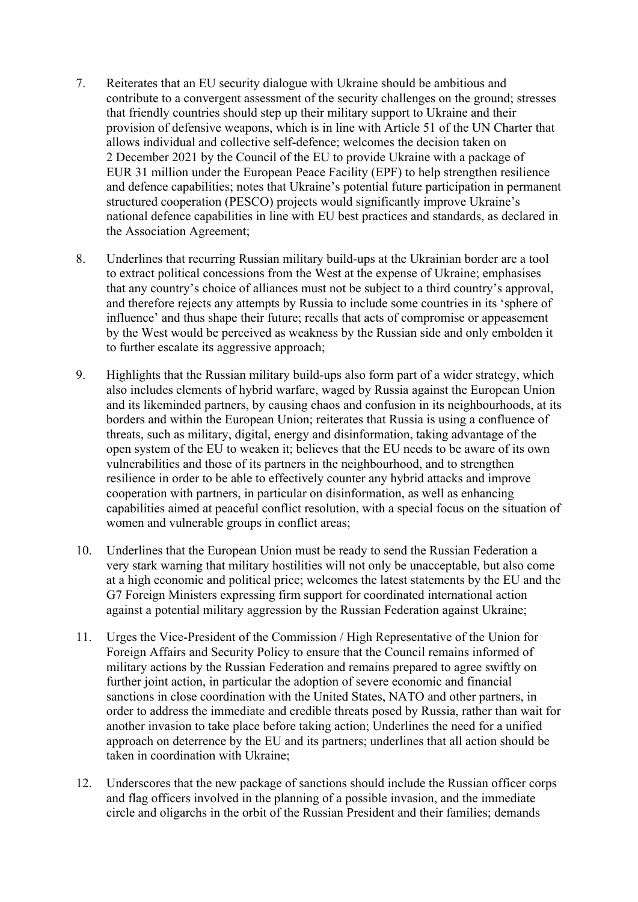7. Reiterates that an EU security dialogue with Ukraine should be ambitious and contribute to a convergent assessment of the security challenges on the ground; stresses that friendly countries should step up their military support to Ukraine and their provision of defensive weapons, which is in line with Article 51 of the UN Charter that allows individual and collective self-defence; welcomes the decision taken on 2 December 2021 by the Council of the EU to provide Ukraine with a package of EUR 31 million under the European Peace Facility (EPF) to help strengthen resilience and defence capabilities; notes that Ukraine's potential future participation in permanent structured cooperation (PESCO) projects would significantly improve Ukraine's national defence capabilities in line with EU best practices and standards, as declared in the Association Agreement;

8. Underlines that recurring Russian military build-ups at the Ukrainian border are a tool to extract political concessions from the West at the expense of Ukraine; emphasises that any country's choice of alliances must not be subject to a third country's approval, and therefore rejects any attempts by Russia to include some countries in its 'sphere of influence' and thus shape their future; recalls that acts of compromise or appeasement by the West would be perceived as weakness by the Russian side and only embolden it to further escalate its aggressive approach;

9. Highlights that the Russian military build-ups also form part of a wider strategy, which also includes elements of hybrid warfare, waged by Russia against the European Union and its likeminded partners, by causing chaos and confusion in its neighbourhoods, at its borders and within the European Union; reiterates that Russia is using a confluence of threats, such as military, digital, energy and disinformation, taking advantage of the open system of the EU to weaken it; believes that the EU needs to be aware of its own vulnerabilities and those of its partners in the neighbourhood, and to strengthen resilience in order to be able to effectively counter any hybrid attacks and improve cooperation with partners, in particular on disinformation, as well as enhancing capabilities aimed at peaceful conflict resolution, with a special focus on the situation of women and vulnerable groups in conflict areas;

10. Underlines that the European Union must be ready to send the Russian Federation a very stark warning that military hostilities will not only be unacceptable, but also come at a high economic and political price; welcomes the latest statements by the EU and the G7 Foreign Ministers expressing firm support for coordinated international action against a potential military aggression by the Russian Federation against Ukraine;

11. Urges the Vice-President of the Commission / High Representative of the Union for Foreign Affairs and Security Policy to ensure that the Council remains informed of military actions by the Russian Federation and remains prepared to agree swiftly on further joint action, in particular the adoption of severe economic and financial sanctions in close coordination with the United States, NATO and other partners, in order to address the immediate and credible threats posed by Russia, rather than wait for another invasion to take place before taking action; Underlines the need for a unified approach on deterrence by the EU and its partners; underlines that all action should be taken in coordination with Ukraine;

12. Underscores that the new package of sanctions should include the Russian officer corps and flag officers involved in the planning of a possible invasion, and the immediate circle and oligarchs in the orbit of the Russian President and their families; demands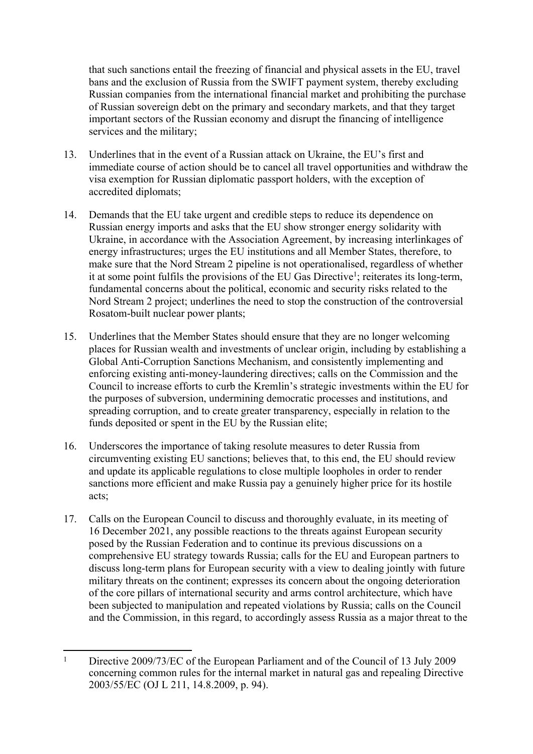that such sanctions entail the freezing of financial and physical assets in the EU, travel bans and the exclusion of Russia from the SWIFT payment system, thereby excluding Russian companies from the international financial market and prohibiting the purchase of Russian sovereign debt on the primary and secondary markets, and that they target important sectors of the Russian economy and disrupt the financing of intelligence services and the military;

13. Underlines that in the event of a Russian attack on Ukraine, the EU's first and immediate course of action should be to cancel all travel opportunities and withdraw the visa exemption for Russian diplomatic passport holders, with the exception of accredited diplomats;

14. Demands that the EU take urgent and credible steps to reduce its dependence on Russian energy imports and asks that the EU show stronger energy solidarity with Ukraine, in accordance with the Association Agreement, by increasing interlinkages of energy infrastructures; urges the EU institutions and all Member States, therefore, to make sure that the Nord Stream 2 pipeline is not operationalised, regardless of whether it at some point fulfils the provisions of the EU Gas Directive[1]; reiterates its long-term, fundamental concerns about the political, economic and security risks related to the Nord Stream 2 project; underlines the need to stop the construction of the controversial Rosatom-built nuclear power plants;

15. Underlines that the Member States should ensure that they are no longer welcoming places for Russian wealth and investments of unclear origin, including by establishing a Global Anti-Corruption Sanctions Mechanism, and consistently implementing and enforcing existing anti-money-laundering directives; calls on the Commission and the Council to increase efforts to curb the Kremlin's strategic investments within the EU for the purposes of subversion, undermining democratic processes and institutions, and spreading corruption, and to create greater transparency, especially in relation to the funds deposited or spent in the EU by the Russian elite;

16. Underscores the importance of taking resolute measures to deter Russia from circumventing existing EU sanctions; believes that, to this end, the EU should review and update its applicable regulations to close multiple loopholes in order to render sanctions more efficient and make Russia pay a genuinely higher price for its hostile acts;

17. Calls on the European Council to discuss and thoroughly evaluate, in its meeting of 16 December 2021, any possible reactions to the threats against European security posed by the Russian Federation and to continue its previous discussions on a comprehensive EU strategy towards Russia; calls for the EU and European partners to discuss long-term plans for European security with a view to dealing jointly with future military threats on the continent; expresses its concern about the ongoing deterioration of the core pillars of international security and arms control architecture, which have been subjected to manipulation and repeated violations by Russia; calls on the Council and the Commission, in this regard, to accordingly assess Russia as a major threat to the

---

[1] Directive 2009/73/EC of the European Parliament and of the Council of 13 July 2009 concerning common rules for the internal market in natural gas and repealing Directive 2003/55/EC (OJ L 211, 14.8.2009, p. 94).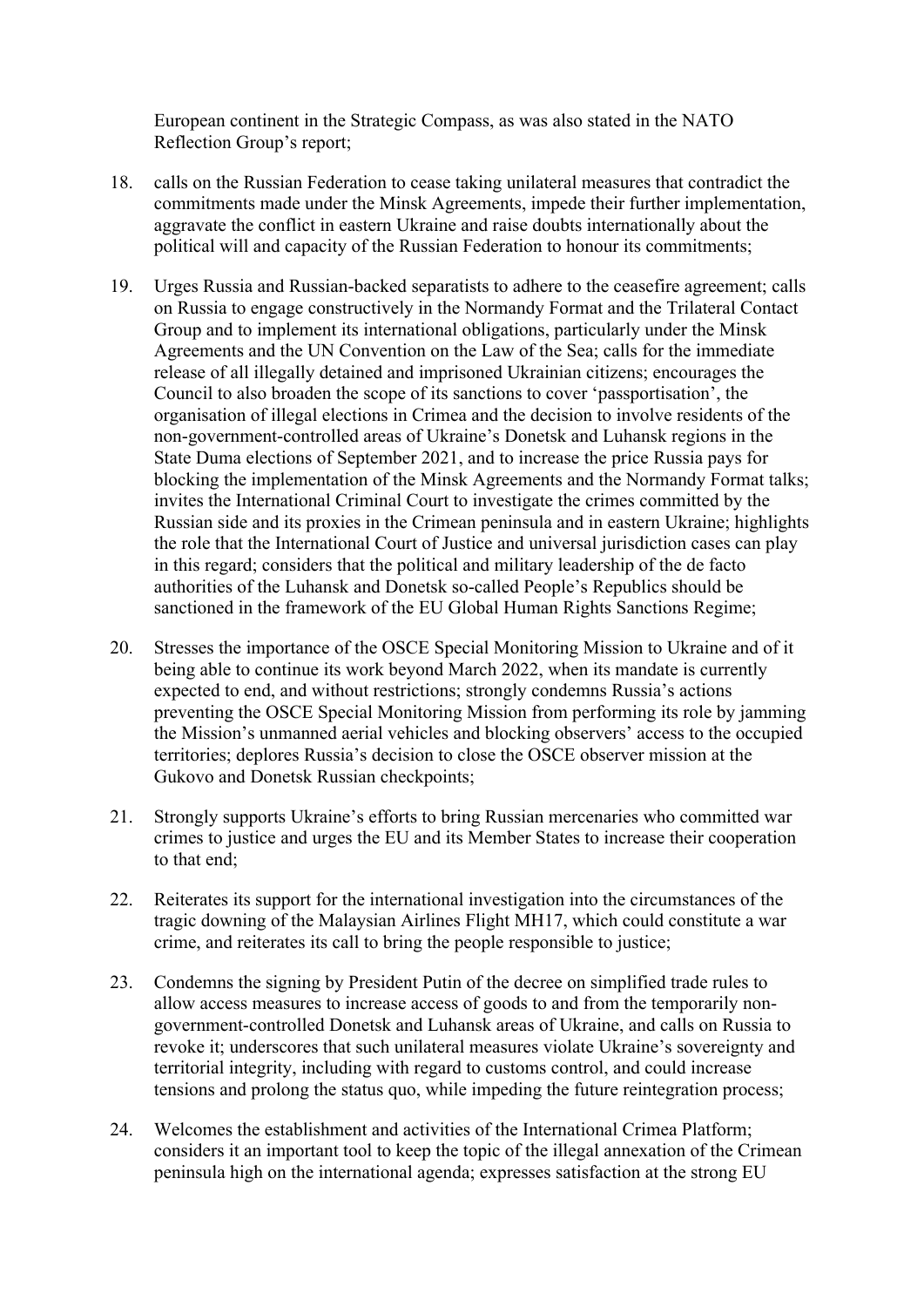European continent in the Strategic Compass, as was also stated in the NATO Reflection Group's report;

18. calls on the Russian Federation to cease taking unilateral measures that contradict the commitments made under the Minsk Agreements, impede their further implementation, aggravate the conflict in eastern Ukraine and raise doubts internationally about the political will and capacity of the Russian Federation to honour its commitments;

19. Urges Russia and Russian-backed separatists to adhere to the ceasefire agreement; calls on Russia to engage constructively in the Normandy Format and the Trilateral Contact Group and to implement its international obligations, particularly under the Minsk Agreements and the UN Convention on the Law of the Sea; calls for the immediate release of all illegally detained and imprisoned Ukrainian citizens; encourages the Council to also broaden the scope of its sanctions to cover 'passportisation', the organisation of illegal elections in Crimea and the decision to involve residents of the non-government-controlled areas of Ukraine's Donetsk and Luhansk regions in the State Duma elections of September 2021, and to increase the price Russia pays for blocking the implementation of the Minsk Agreements and the Normandy Format talks; invites the International Criminal Court to investigate the crimes committed by the Russian side and its proxies in the Crimean peninsula and in eastern Ukraine; highlights the role that the International Court of Justice and universal jurisdiction cases can play in this regard; considers that the political and military leadership of the de facto authorities of the Luhansk and Donetsk so-called People's Republics should be sanctioned in the framework of the EU Global Human Rights Sanctions Regime;

20. Stresses the importance of the OSCE Special Monitoring Mission to Ukraine and of it being able to continue its work beyond March 2022, when its mandate is currently expected to end, and without restrictions; strongly condemns Russia's actions preventing the OSCE Special Monitoring Mission from performing its role by jamming the Mission's unmanned aerial vehicles and blocking observers' access to the occupied territories; deplores Russia's decision to close the OSCE observer mission at the Gukovo and Donetsk Russian checkpoints;

21. Strongly supports Ukraine's efforts to bring Russian mercenaries who committed war crimes to justice and urges the EU and its Member States to increase their cooperation to that end;

22. Reiterates its support for the international investigation into the circumstances of the tragic downing of the Malaysian Airlines Flight MH17, which could constitute a war crime, and reiterates its call to bring the people responsible to justice;

23. Condemns the signing by President Putin of the decree on simplified trade rules to allow access measures to increase access of goods to and from the temporarily non-government-controlled Donetsk and Luhansk areas of Ukraine, and calls on Russia to revoke it; underscores that such unilateral measures violate Ukraine's sovereignty and territorial integrity, including with regard to customs control, and could increase tensions and prolong the status quo, while impeding the future reintegration process;

24. Welcomes the establishment and activities of the International Crimea Platform; considers it an important tool to keep the topic of the illegal annexation of the Crimean peninsula high on the international agenda; expresses satisfaction at the strong EU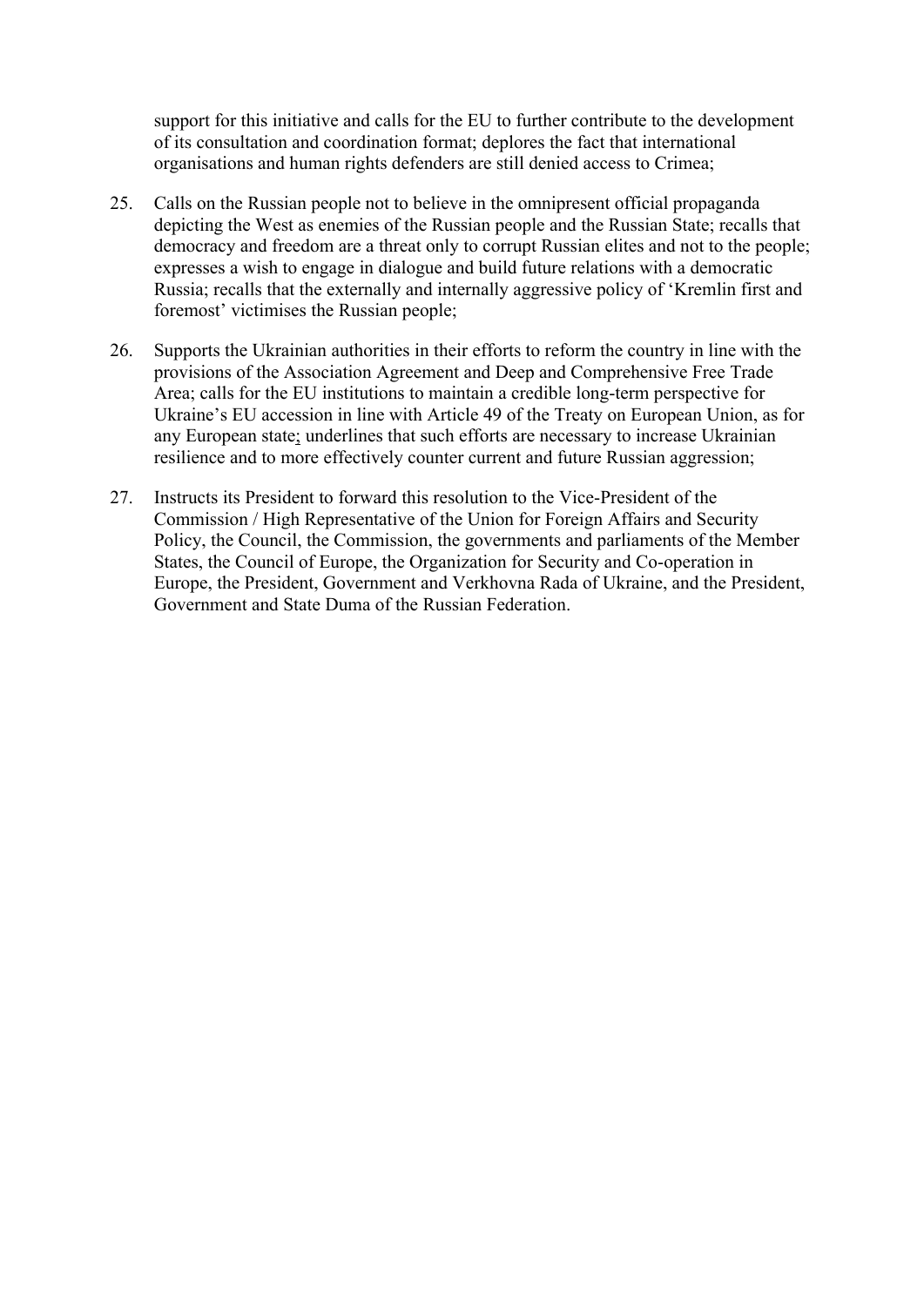support for this initiative and calls for the EU to further contribute to the development of its consultation and coordination format; deplores the fact that international organisations and human rights defenders are still denied access to Crimea;

25. Calls on the Russian people not to believe in the omnipresent official propaganda depicting the West as enemies of the Russian people and the Russian State; recalls that democracy and freedom are a threat only to corrupt Russian elites and not to the people; expresses a wish to engage in dialogue and build future relations with a democratic Russia; recalls that the externally and internally aggressive policy of 'Kremlin first and foremost' victimises the Russian people;

26. Supports the Ukrainian authorities in their efforts to reform the country in line with the provisions of the Association Agreement and Deep and Comprehensive Free Trade Area; calls for the EU institutions to maintain a credible long-term perspective for Ukraine's EU accession in line with Article 49 of the Treaty on European Union, as for any European state; underlines that such efforts are necessary to increase Ukrainian resilience and to more effectively counter current and future Russian aggression;

27. Instructs its President to forward this resolution to the Vice-President of the Commission / High Representative of the Union for Foreign Affairs and Security Policy, the Council, the Commission, the governments and parliaments of the Member States, the Council of Europe, the Organization for Security and Co-operation in Europe, the President, Government and Verkhovna Rada of Ukraine, and the President, Government and State Duma of the Russian Federation.